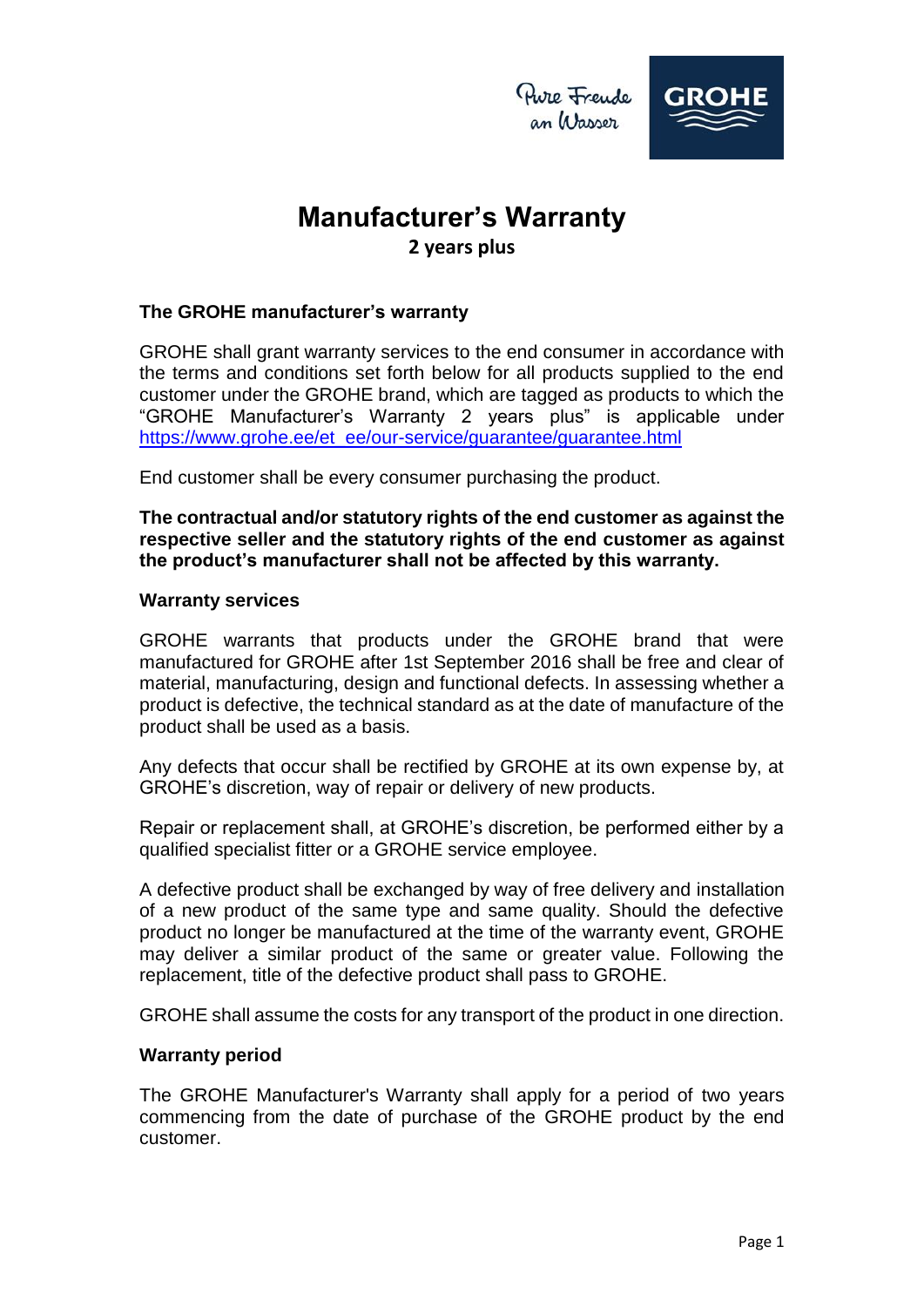Pure Freude an Wasser

GROHE

# Manufacturer's Warranty

**2 years plus**

### The GROHE manufacturer's warranty

GROHE shall grant warranty services to the end consumer in accordance with the terms and conditions set forth below for all products supplied to the end customer under the GROHE brand, which are tagged as products to which the "GROHE Manufacturer's Warranty 2 years plus" is applicable under https://www.grohe.ee/et_ee/our-service/guarantee/guarantee.html

End customer shall be every consumer purchasing the product.

**The contractual and/or statutory rights of the end customer as against the respective seller and the statutory rights of the end customer as against the product's manufacturer shall not be affected by this warranty.**

### Warranty services

GROHE warrants that products under the GROHE brand that were manufactured for GROHE after 1st September 2016 shall be free and clear of material, manufacturing, design and functional defects. In assessing whether a product is defective, the technical standard as at the date of manufacture of the product shall be used as a basis.

Any defects that occur shall be rectified by GROHE at its own expense by, at GROHE's discretion, way of repair or delivery of new products.

Repair or replacement shall, at GROHE's discretion, be performed either by a qualified specialist fitter or a GROHE service employee.

A defective product shall be exchanged by way of free delivery and installation of a new product of the same type and same quality. Should the defective product no longer be manufactured at the time of the warranty event, GROHE may deliver a similar product of the same or greater value. Following the replacement, title of the defective product shall pass to GROHE.

GROHE shall assume the costs for any transport of the product in one direction.

### Warranty period

The GROHE Manufacturer's Warranty shall apply for a period of two years commencing from the date of purchase of the GROHE product by the end customer.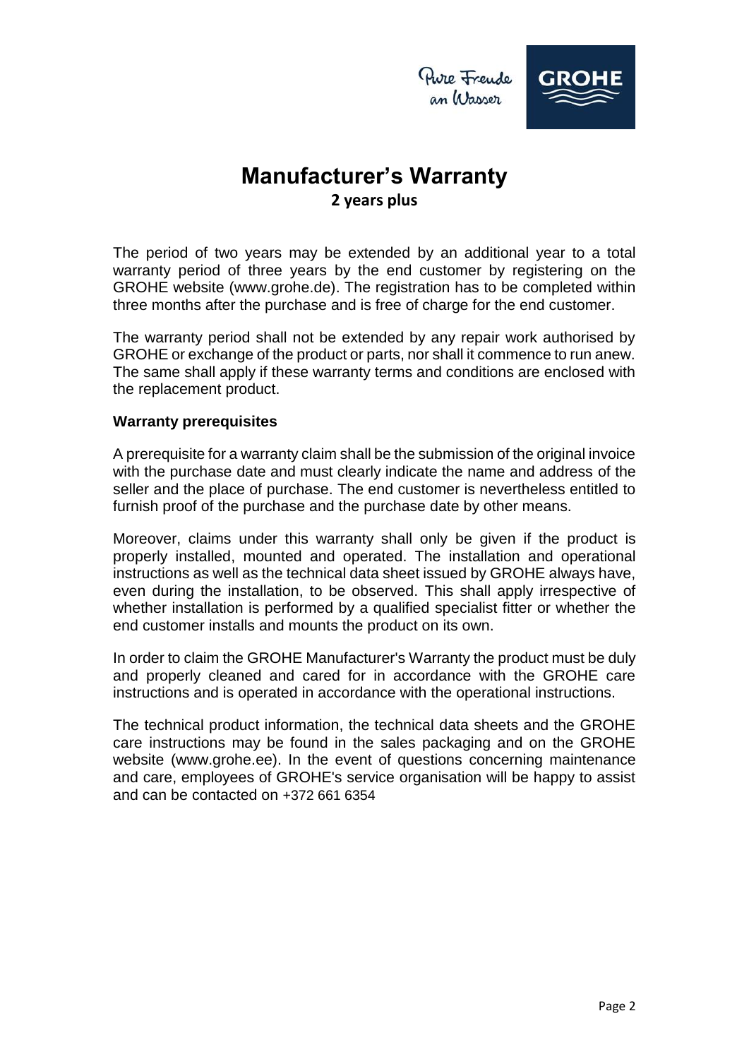# Manufacturer's Warranty

**2 years plus**

The period of two years may be extended by an additional year to a total warranty period of three years by the end customer by registering on the GROHE website (www.grohe.de). The registration has to be completed within three months after the purchase and is free of charge for the end customer.

The warranty period shall not be extended by any repair work authorised by GROHE or exchange of the product or parts, nor shall it commence to run anew. The same shall apply if these warranty terms and conditions are enclosed with the replacement product.

### Warranty prerequisites

A prerequisite for a warranty claim shall be the submission of the original invoice with the purchase date and must clearly indicate the name and address of the seller and the place of purchase. The end customer is nevertheless entitled to furnish proof of the purchase and the purchase date by other means.

Moreover, claims under this warranty shall only be given if the product is properly installed, mounted and operated. The installation and operational instructions as well as the technical data sheet issued by GROHE always have, even during the installation, to be observed. This shall apply irrespective of whether installation is performed by a qualified specialist fitter or whether the end customer installs and mounts the product on its own.

In order to claim the GROHE Manufacturer's Warranty the product must be duly and properly cleaned and cared for in accordance with the GROHE care instructions and is operated in accordance with the operational instructions.

The technical product information, the technical data sheets and the GROHE care instructions may be found in the sales packaging and on the GROHE website (www.grohe.ee). In the event of questions concerning maintenance and care, employees of GROHE's service organisation will be happy to assist and can be contacted on +372 661 6354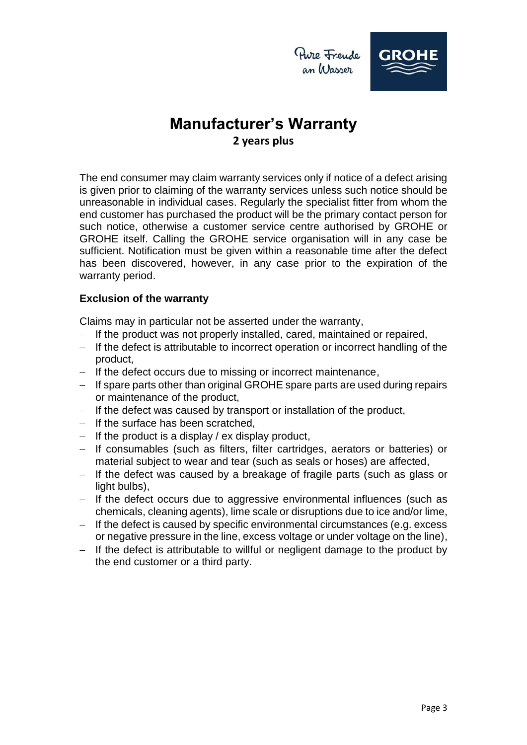# Manufacturer's Warranty

**2 years plus**

The end consumer may claim warranty services only if notice of a defect arising is given prior to claiming of the warranty services unless such notice should be unreasonable in individual cases. Regularly the specialist fitter from whom the end customer has purchased the product will be the primary contact person for such notice, otherwise a customer service centre authorised by GROHE or GROHE itself. Calling the GROHE service organisation will in any case be sufficient. Notification must be given within a reasonable time after the defect has been discovered, however, in any case prior to the expiration of the warranty period.

**Exclusion of the warranty**

Claims may in particular not be asserted under the warranty,

- If the product was not properly installed, cared, maintained or repaired,
- If the defect is attributable to incorrect operation or incorrect handling of the product,
- If the defect occurs due to missing or incorrect maintenance,
- If spare parts other than original GROHE spare parts are used during repairs or maintenance of the product,
- If the defect was caused by transport or installation of the product,
- If the surface has been scratched,
- If the product is a display / ex display product,
- If consumables (such as filters, filter cartridges, aerators or batteries) or material subject to wear and tear (such as seals or hoses) are affected,
- If the defect was caused by a breakage of fragile parts (such as glass or light bulbs),
- If the defect occurs due to aggressive environmental influences (such as chemicals, cleaning agents), lime scale or disruptions due to ice and/or lime,
- If the defect is caused by specific environmental circumstances (e.g. excess or negative pressure in the line, excess voltage or under voltage on the line),
- If the defect is attributable to willful or negligent damage to the product by the end customer or a third party.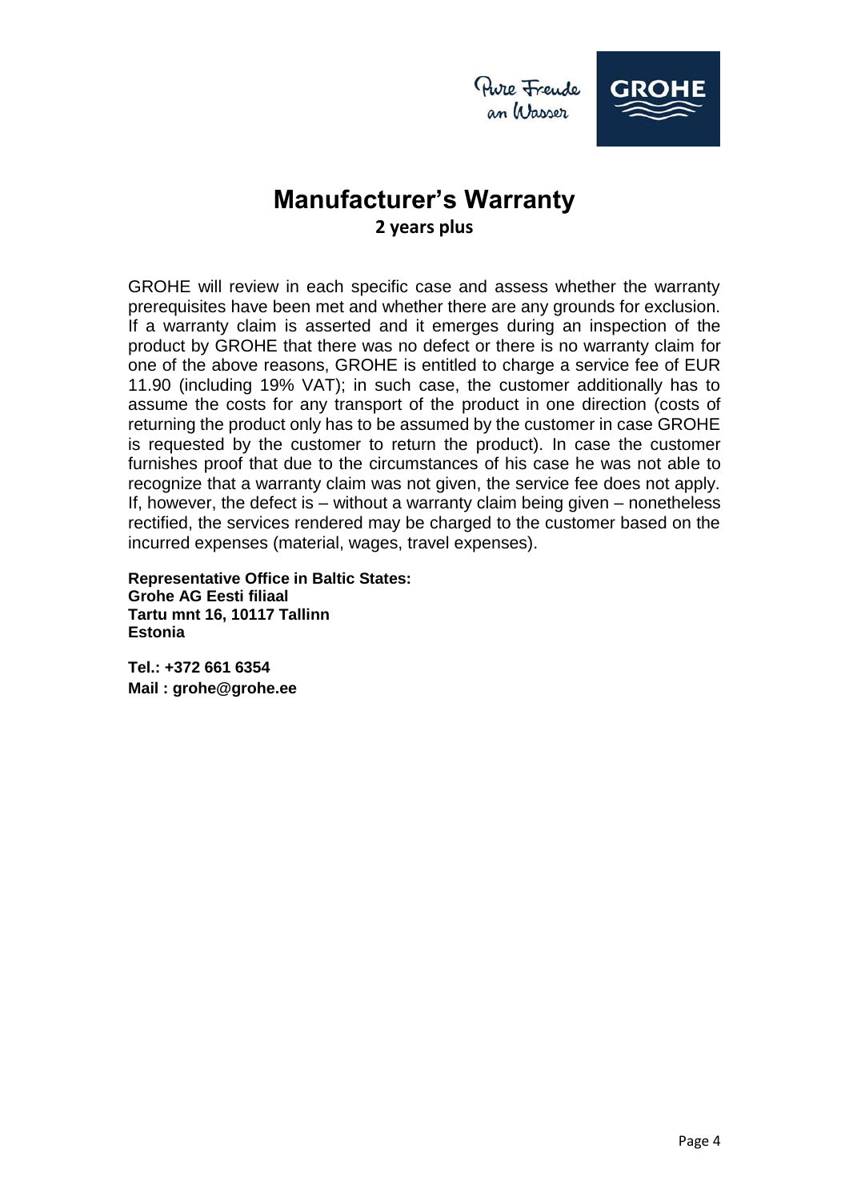# Manufacturer's Warranty

**2 years plus**

GROHE will review in each specific case and assess whether the warranty prerequisites have been met and whether there are any grounds for exclusion. If a warranty claim is asserted and it emerges during an inspection of the product by GROHE that there was no defect or there is no warranty claim for one of the above reasons, GROHE is entitled to charge a service fee of EUR 11.90 (including 19% VAT); in such case, the customer additionally has to assume the costs for any transport of the product in one direction (costs of returning the product only has to be assumed by the customer in case GROHE is requested by the customer to return the product). In case the customer furnishes proof that due to the circumstances of his case he was not able to recognize that a warranty claim was not given, the service fee does not apply. If, however, the defect is – without a warranty claim being given – nonetheless rectified, the services rendered may be charged to the customer based on the incurred expenses (material, wages, travel expenses).

**Representative Office in Baltic States:**
**Grohe AG Eesti filiaal**
**Tartu mnt 16, 10117 Tallinn**
**Estonia**

**Tel.: +372 661 6354**
**Mail : grohe@grohe.ee**